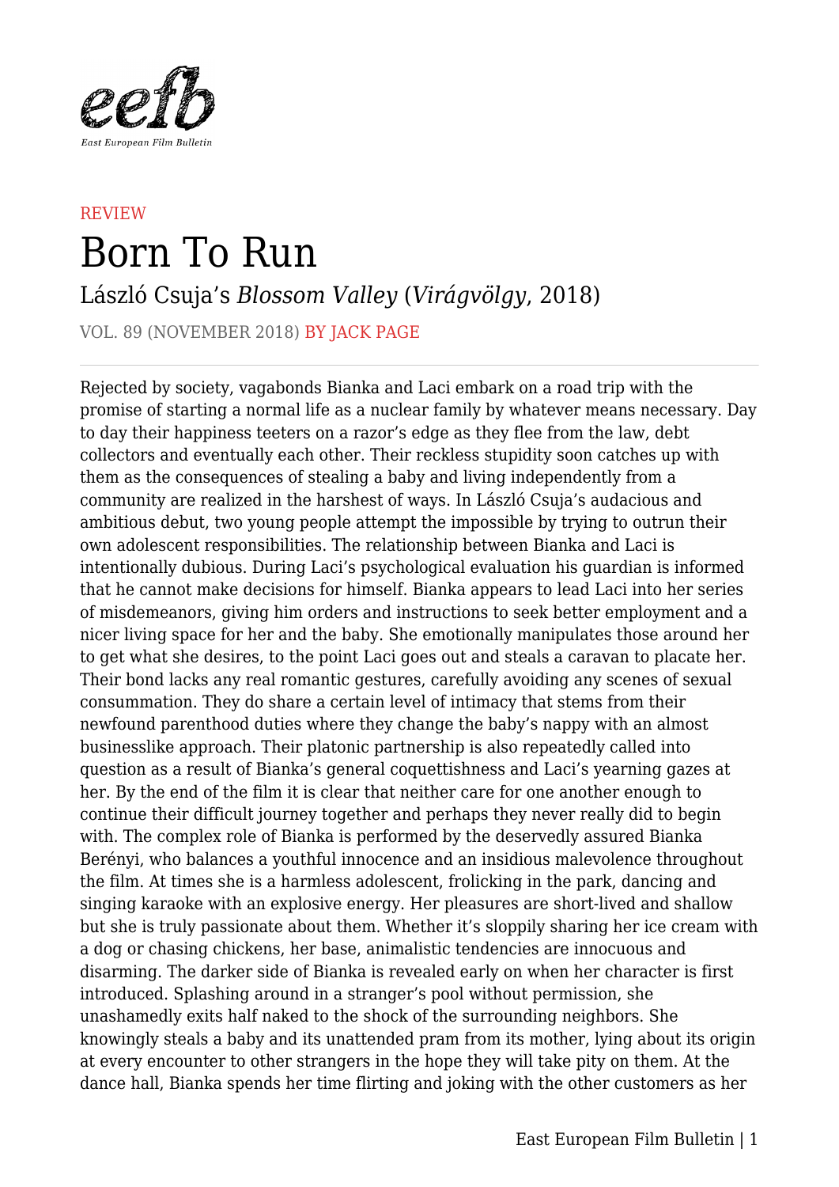REVIEW

# Born To Run

## László Csuja's *Blossom Valley* (*Virágvölgy*, 2018)

VOL. 89 (NOVEMBER 2018) BY JACK PAGE

---

Rejected by society, vagabonds Bianka and Laci embark on a road trip with the promise of starting a normal life as a nuclear family by whatever means necessary. Day to day their happiness teeters on a razor's edge as they flee from the law, debt collectors and eventually each other. Their reckless stupidity soon catches up with them as the consequences of stealing a baby and living independently from a community are realized in the harshest of ways. In László Csuja's audacious and ambitious debut, two young people attempt the impossible by trying to outrun their own adolescent responsibilities. The relationship between Bianka and Laci is intentionally dubious. During Laci's psychological evaluation his guardian is informed that he cannot make decisions for himself. Bianka appears to lead Laci into her series of misdemeanors, giving him orders and instructions to seek better employment and a nicer living space for her and the baby. She emotionally manipulates those around her to get what she desires, to the point Laci goes out and steals a caravan to placate her. Their bond lacks any real romantic gestures, carefully avoiding any scenes of sexual consummation. They do share a certain level of intimacy that stems from their newfound parenthood duties where they change the baby's nappy with an almost businesslike approach. Their platonic partnership is also repeatedly called into question as a result of Bianka's general coquettishness and Laci's yearning gazes at her. By the end of the film it is clear that neither care for one another enough to continue their difficult journey together and perhaps they never really did to begin with. The complex role of Bianka is performed by the deservedly assured Bianka Berényi, who balances a youthful innocence and an insidious malevolence throughout the film. At times she is a harmless adolescent, frolicking in the park, dancing and singing karaoke with an explosive energy. Her pleasures are short-lived and shallow but she is truly passionate about them. Whether it's sloppily sharing her ice cream with a dog or chasing chickens, her base, animalistic tendencies are innocuous and disarming. The darker side of Bianka is revealed early on when her character is first introduced. Splashing around in a stranger's pool without permission, she unashamedly exits half naked to the shock of the surrounding neighbors. She knowingly steals a baby and its unattended pram from its mother, lying about its origin at every encounter to other strangers in the hope they will take pity on them. At the dance hall, Bianka spends her time flirting and joking with the other customers as her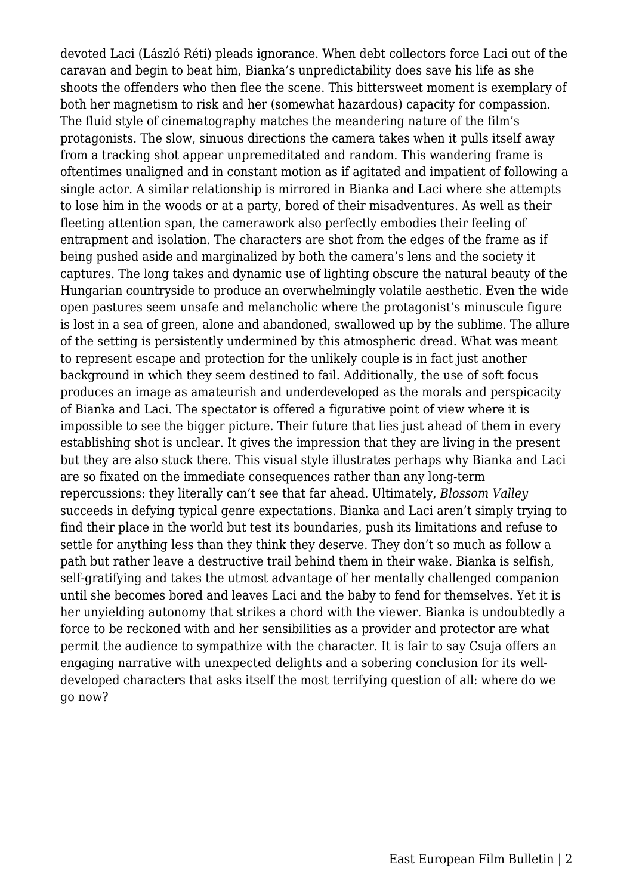devoted Laci (László Réti) pleads ignorance. When debt collectors force Laci out of the caravan and begin to beat him, Bianka's unpredictability does save his life as she shoots the offenders who then flee the scene. This bittersweet moment is exemplary of both her magnetism to risk and her (somewhat hazardous) capacity for compassion. The fluid style of cinematography matches the meandering nature of the film's protagonists. The slow, sinuous directions the camera takes when it pulls itself away from a tracking shot appear unpremeditated and random. This wandering frame is oftentimes unaligned and in constant motion as if agitated and impatient of following a single actor. A similar relationship is mirrored in Bianka and Laci where she attempts to lose him in the woods or at a party, bored of their misadventures. As well as their fleeting attention span, the camerawork also perfectly embodies their feeling of entrapment and isolation. The characters are shot from the edges of the frame as if being pushed aside and marginalized by both the camera's lens and the society it captures. The long takes and dynamic use of lighting obscure the natural beauty of the Hungarian countryside to produce an overwhelmingly volatile aesthetic. Even the wide open pastures seem unsafe and melancholic where the protagonist's minuscule figure is lost in a sea of green, alone and abandoned, swallowed up by the sublime. The allure of the setting is persistently undermined by this atmospheric dread. What was meant to represent escape and protection for the unlikely couple is in fact just another background in which they seem destined to fail. Additionally, the use of soft focus produces an image as amateurish and underdeveloped as the morals and perspicacity of Bianka and Laci. The spectator is offered a figurative point of view where it is impossible to see the bigger picture. Their future that lies just ahead of them in every establishing shot is unclear. It gives the impression that they are living in the present but they are also stuck there. This visual style illustrates perhaps why Bianka and Laci are so fixated on the immediate consequences rather than any long-term repercussions: they literally can't see that far ahead. Ultimately, *Blossom Valley* succeeds in defying typical genre expectations. Bianka and Laci aren't simply trying to find their place in the world but test its boundaries, push its limitations and refuse to settle for anything less than they think they deserve. They don't so much as follow a path but rather leave a destructive trail behind them in their wake. Bianka is selfish, self-gratifying and takes the utmost advantage of her mentally challenged companion until she becomes bored and leaves Laci and the baby to fend for themselves. Yet it is her unyielding autonomy that strikes a chord with the viewer. Bianka is undoubtedly a force to be reckoned with and her sensibilities as a provider and protector are what permit the audience to sympathize with the character. It is fair to say Csuja offers an engaging narrative with unexpected delights and a sobering conclusion for its well-developed characters that asks itself the most terrifying question of all: where do we go now?